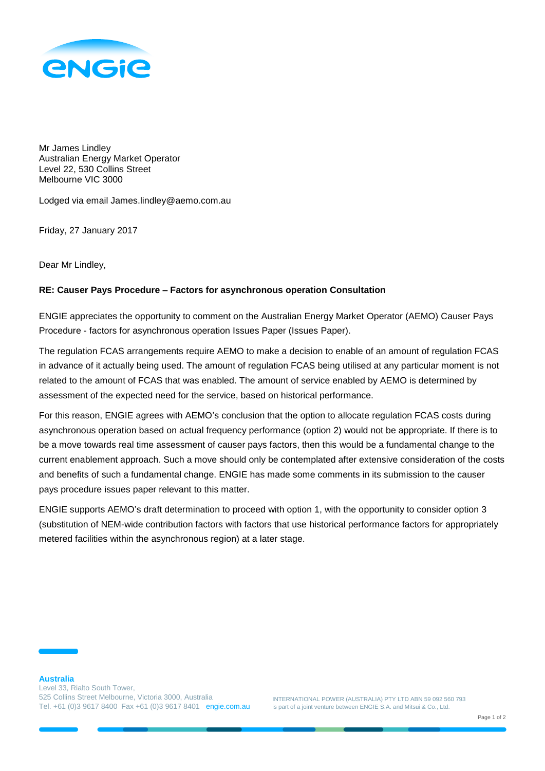Mr James Lindley
Australian Energy Market Operator
Level 22, 530 Collins Street
Melbourne VIC 3000

Lodged via email James.lindley@aemo.com.au

Friday, 27 January 2017

Dear Mr Lindley,

**RE: Causer Pays Procedure – Factors for asynchronous operation Consultation**

ENGIE appreciates the opportunity to comment on the Australian Energy Market Operator (AEMO) Causer Pays Procedure - factors for asynchronous operation Issues Paper (Issues Paper).

The regulation FCAS arrangements require AEMO to make a decision to enable of an amount of regulation FCAS in advance of it actually being used. The amount of regulation FCAS being utilised at any particular moment is not related to the amount of FCAS that was enabled. The amount of service enabled by AEMO is determined by assessment of the expected need for the service, based on historical performance.

For this reason, ENGIE agrees with AEMO's conclusion that the option to allocate regulation FCAS costs during asynchronous operation based on actual frequency performance (option 2) would not be appropriate. If there is to be a move towards real time assessment of causer pays factors, then this would be a fundamental change to the current enablement approach. Such a move should only be contemplated after extensive consideration of the costs and benefits of such a fundamental change. ENGIE has made some comments in its submission to the causer pays procedure issues paper relevant to this matter.

ENGIE supports AEMO's draft determination to proceed with option 1, with the opportunity to consider option 3 (substitution of NEM-wide contribution factors with factors that use historical performance factors for appropriately metered facilities within the asynchronous region) at a later stage.

**Australia**
Level 33, Rialto South Tower,
525 Collins Street Melbourne, Victoria 3000, Australia
Tel. +61 (0)3 9617 8400 Fax +61 (0)3 9617 8401 engie.com.au

INTERNATIONAL POWER (AUSTRALIA) PTY LTD ABN 59 092 560 793
is part of a joint venture between ENGIE S.A. and Mitsui & Co., Ltd.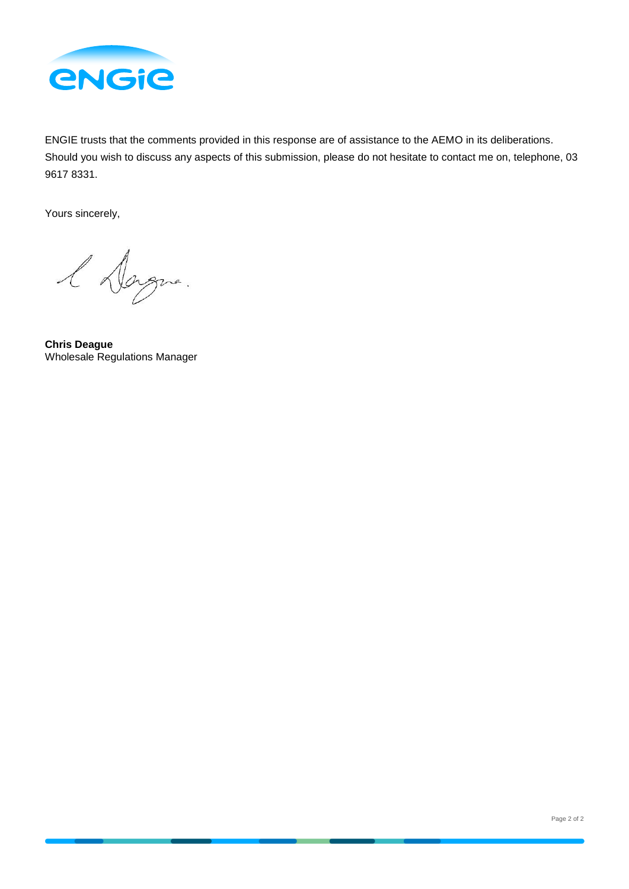ENGIE trusts that the comments provided in this response are of assistance to the AEMO in its deliberations. Should you wish to discuss any aspects of this submission, please do not hesitate to contact me on, telephone, 03 9617 8331.

Yours sincerely,

**Chris Deague**
Wholesale Regulations Manager